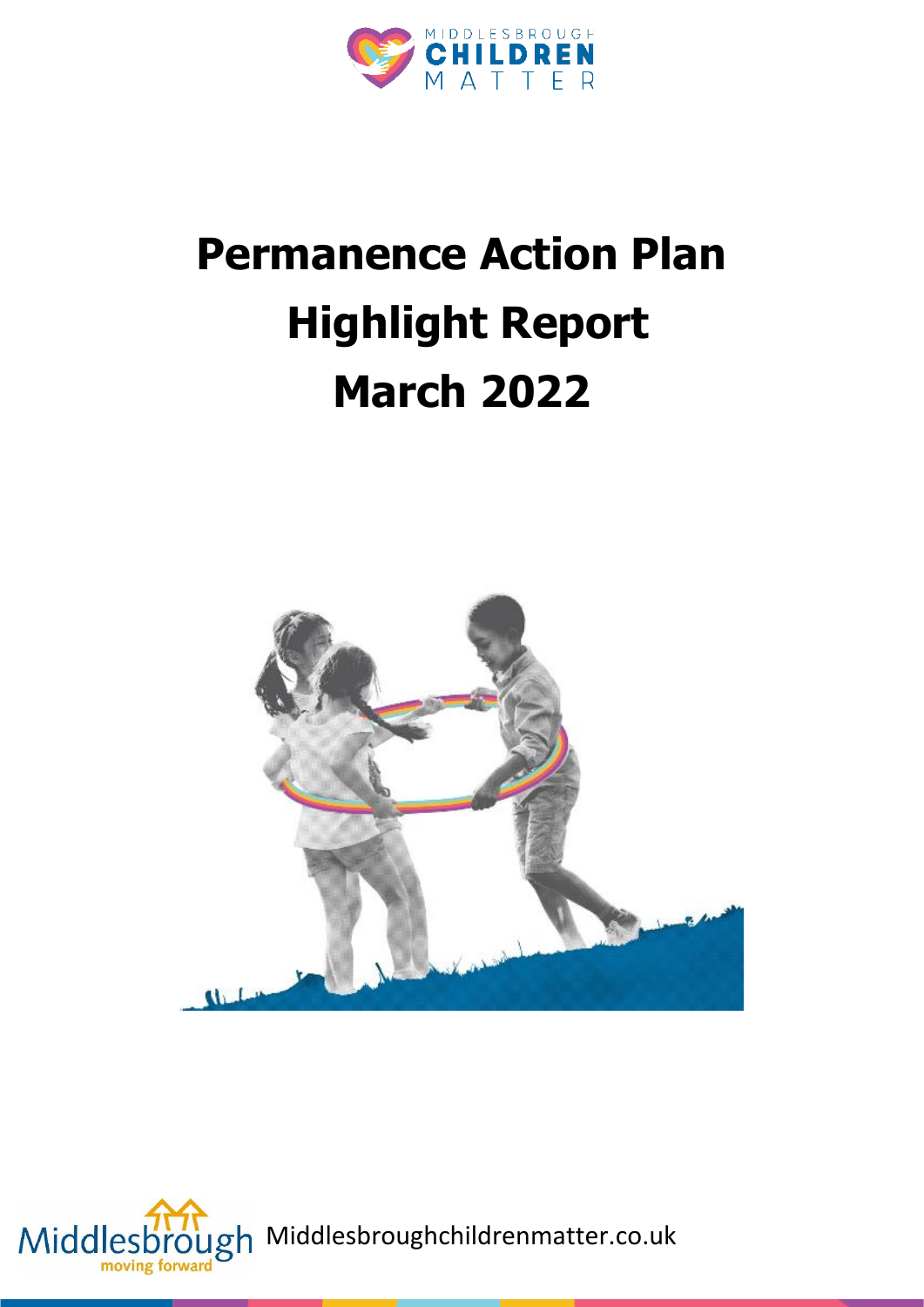MIDDLESBROUGH CHILDREN MATTER

# Permanence Action Plan Highlight Report March 2022

Middlesbrough moving forward

Middlesbroughchildrenmatter.co.uk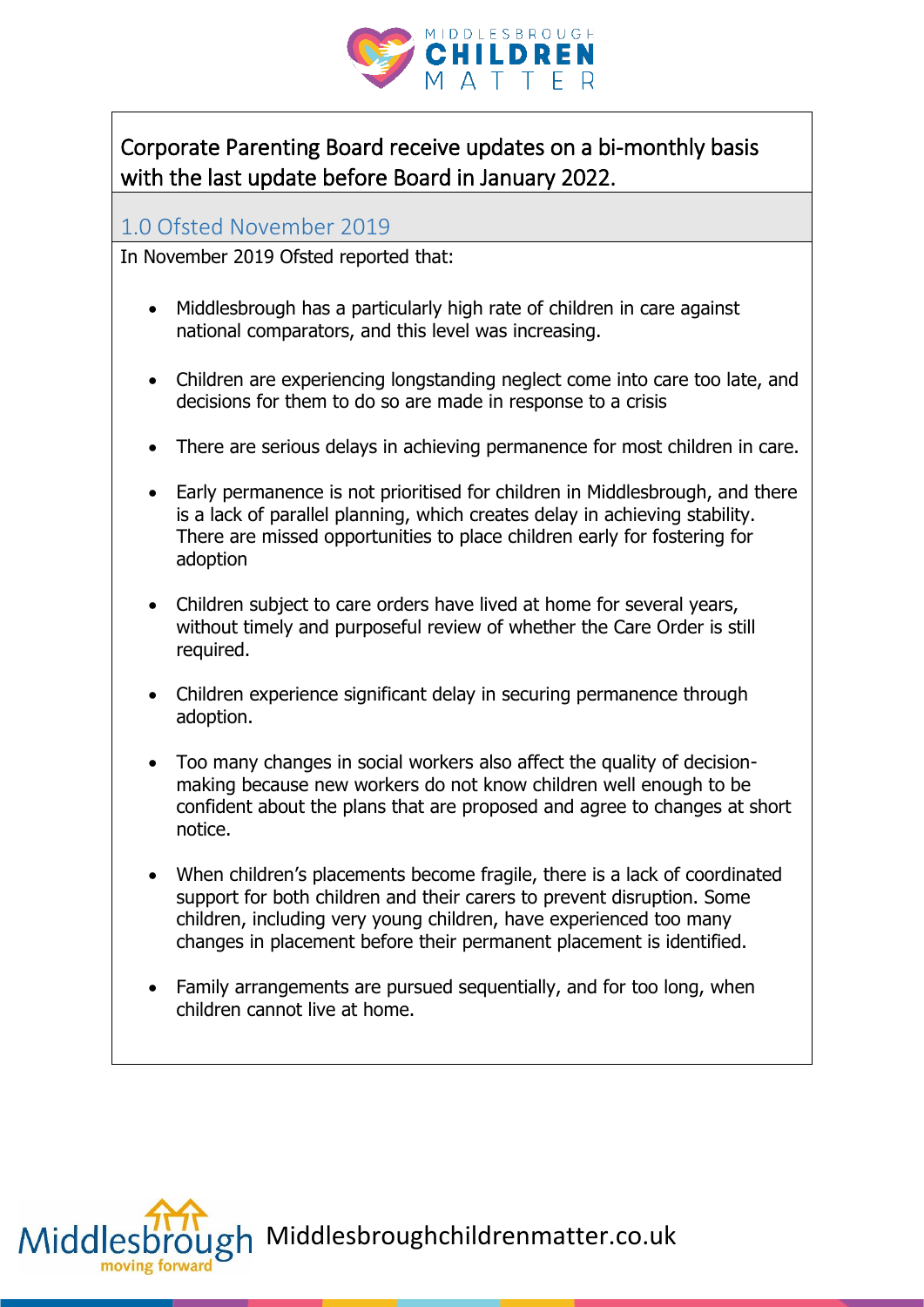Corporate Parenting Board receive updates on a bi-monthly basis with the last update before Board in January 2022.

## 1.0 Ofsted November 2019

In November 2019 Ofsted reported that:

- Middlesbrough has a particularly high rate of children in care against national comparators, and this level was increasing.
- Children are experiencing longstanding neglect come into care too late, and decisions for them to do so are made in response to a crisis
- There are serious delays in achieving permanence for most children in care.
- Early permanence is not prioritised for children in Middlesbrough, and there is a lack of parallel planning, which creates delay in achieving stability. There are missed opportunities to place children early for fostering for adoption
- Children subject to care orders have lived at home for several years, without timely and purposeful review of whether the Care Order is still required.
- Children experience significant delay in securing permanence through adoption.
- Too many changes in social workers also affect the quality of decision-making because new workers do not know children well enough to be confident about the plans that are proposed and agree to changes at short notice.
- When children's placements become fragile, there is a lack of coordinated support for both children and their carers to prevent disruption. Some children, including very young children, have experienced too many changes in placement before their permanent placement is identified.
- Family arrangements are pursued sequentially, and for too long, when children cannot live at home.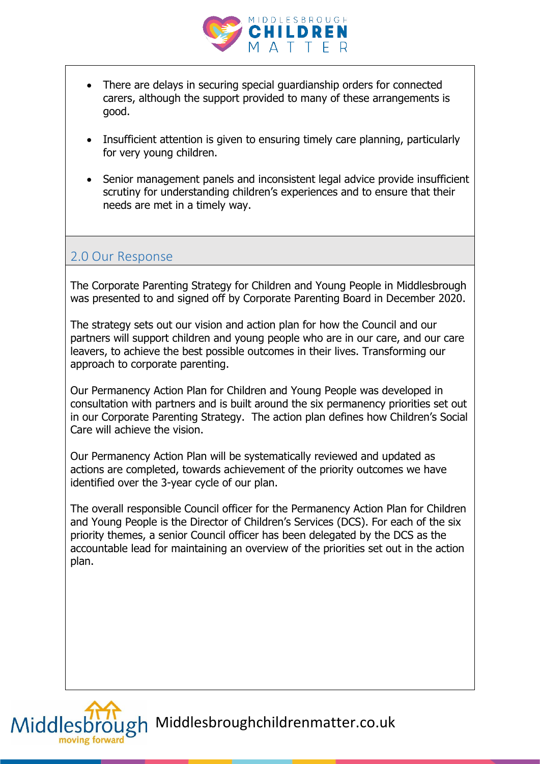- There are delays in securing special guardianship orders for connected carers, although the support provided to many of these arrangements is good.

- Insufficient attention is given to ensuring timely care planning, particularly for very young children.

- Senior management panels and inconsistent legal advice provide insufficient scrutiny for understanding children's experiences and to ensure that their needs are met in a timely way.

## 2.0 Our Response

The Corporate Parenting Strategy for Children and Young People in Middlesbrough was presented to and signed off by Corporate Parenting Board in December 2020.

The strategy sets out our vision and action plan for how the Council and our partners will support children and young people who are in our care, and our care leavers, to achieve the best possible outcomes in their lives. Transforming our approach to corporate parenting.

Our Permanency Action Plan for Children and Young People was developed in consultation with partners and is built around the six permanency priorities set out in our Corporate Parenting Strategy. The action plan defines how Children's Social Care will achieve the vision.

Our Permanency Action Plan will be systematically reviewed and updated as actions are completed, towards achievement of the priority outcomes we have identified over the 3-year cycle of our plan.

The overall responsible Council officer for the Permanency Action Plan for Children and Young People is the Director of Children's Services (DCS). For each of the six priority themes, a senior Council officer has been delegated by the DCS as the accountable lead for maintaining an overview of the priorities set out in the action plan.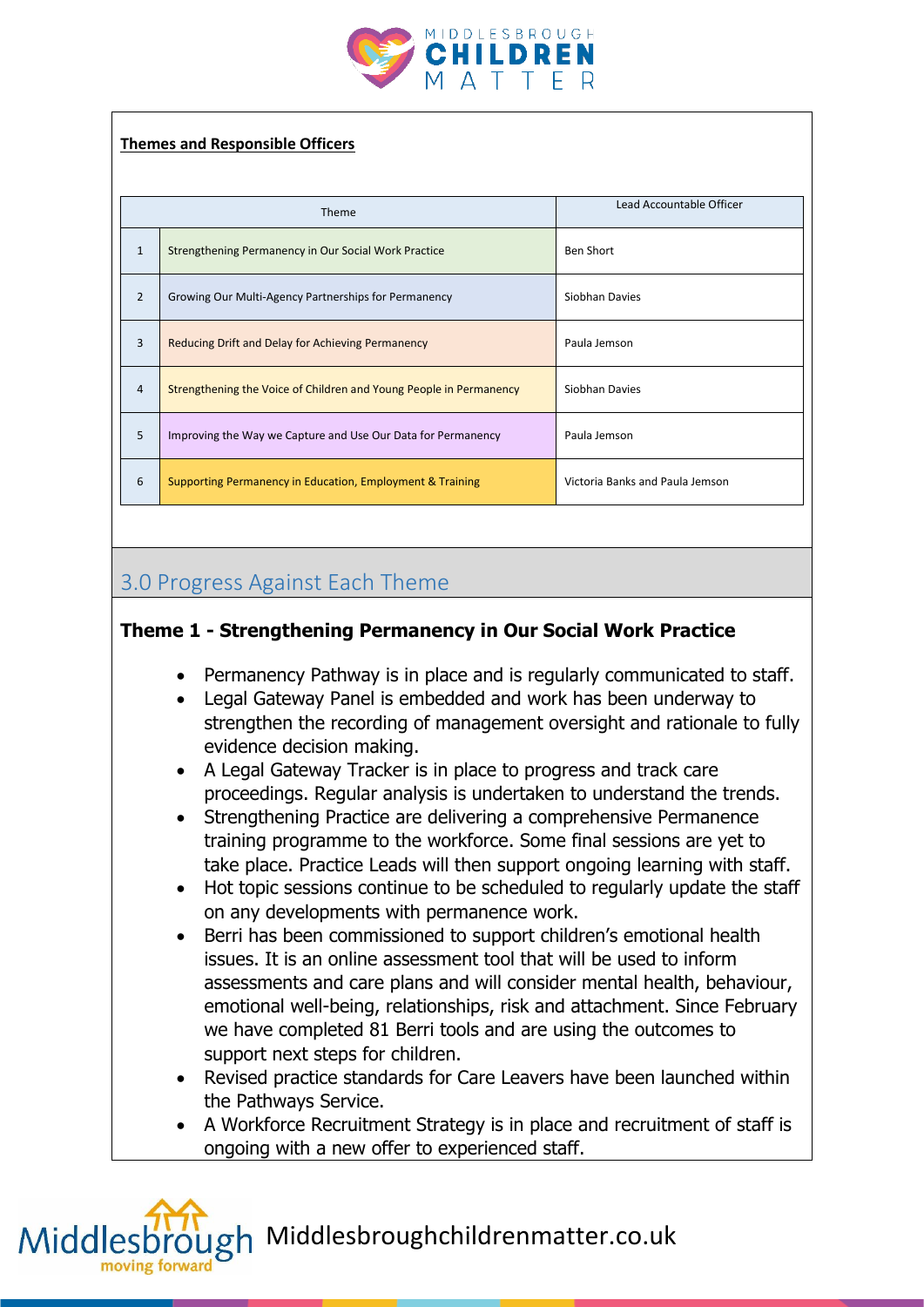**Themes and Responsible Officers**

| Theme | | Lead Accountable Officer |
|---|---|---|
| 1 | Strengthening Permanency in Our Social Work Practice | Ben Short |
| 2 | Growing Our Multi-Agency Partnerships for Permanency | Siobhan Davies |
| 3 | Reducing Drift and Delay for Achieving Permanency | Paula Jemson |
| 4 | Strengthening the Voice of Children and Young People in Permanency | Siobhan Davies |
| 5 | Improving the Way we Capture and Use Our Data for Permanency | Paula Jemson |
| 6 | Supporting Permanency in Education, Employment & Training | Victoria Banks and Paula Jemson |

## 3.0 Progress Against Each Theme

### Theme 1 - Strengthening Permanency in Our Social Work Practice

- Permanency Pathway is in place and is regularly communicated to staff.
- Legal Gateway Panel is embedded and work has been underway to strengthen the recording of management oversight and rationale to fully evidence decision making.
- A Legal Gateway Tracker is in place to progress and track care proceedings. Regular analysis is undertaken to understand the trends.
- Strengthening Practice are delivering a comprehensive Permanence training programme to the workforce. Some final sessions are yet to take place. Practice Leads will then support ongoing learning with staff.
- Hot topic sessions continue to be scheduled to regularly update the staff on any developments with permanence work.
- Berri has been commissioned to support children's emotional health issues. It is an online assessment tool that will be used to inform assessments and care plans and will consider mental health, behaviour, emotional well-being, relationships, risk and attachment. Since February we have completed 81 Berri tools and are using the outcomes to support next steps for children.
- Revised practice standards for Care Leavers have been launched within the Pathways Service.
- A Workforce Recruitment Strategy is in place and recruitment of staff is ongoing with a new offer to experienced staff.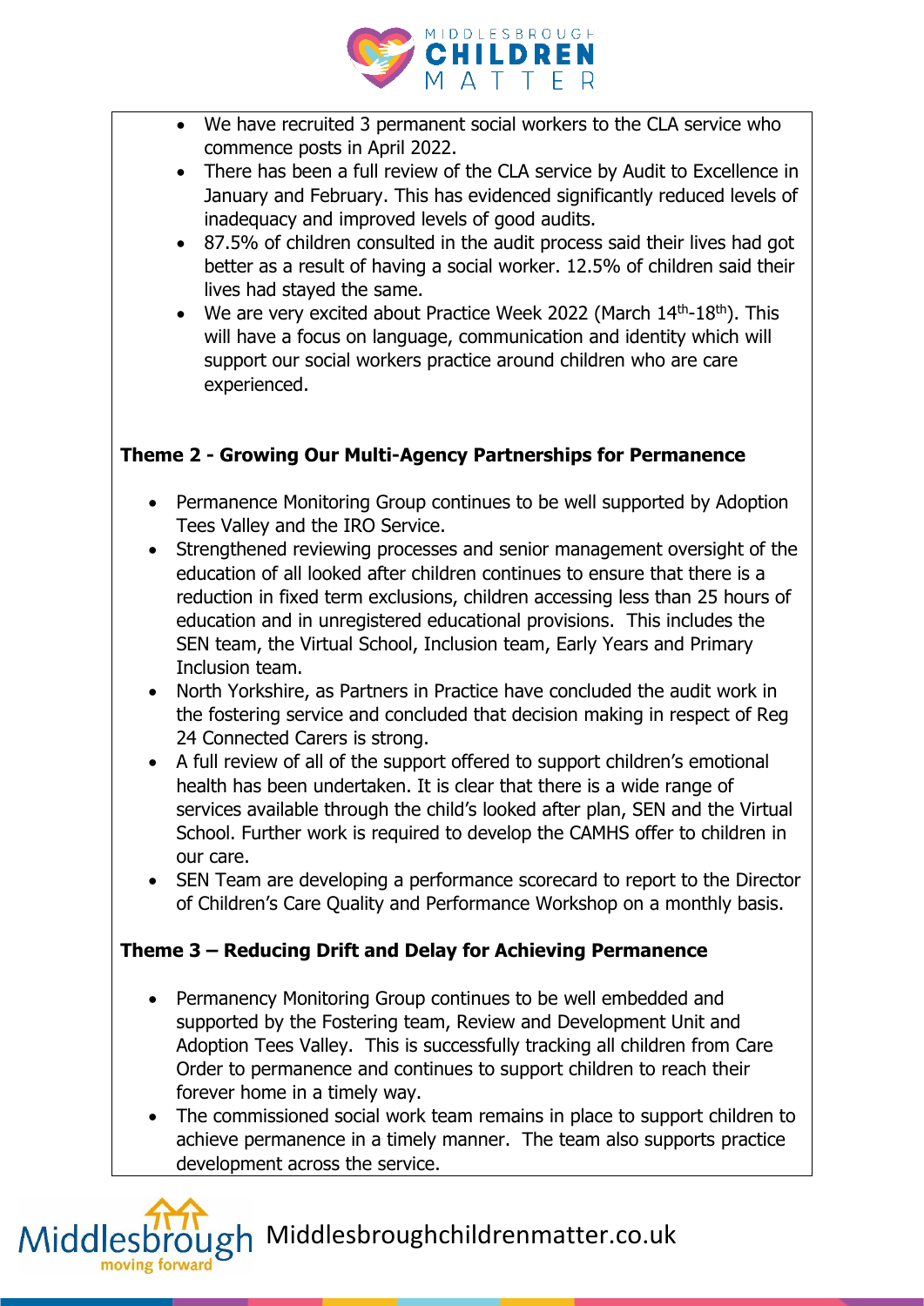- We have recruited 3 permanent social workers to the CLA service who commence posts in April 2022.
- There has been a full review of the CLA service by Audit to Excellence in January and February. This has evidenced significantly reduced levels of inadequacy and improved levels of good audits.
- 87.5% of children consulted in the audit process said their lives had got better as a result of having a social worker. 12.5% of children said their lives had stayed the same.
- We are very excited about Practice Week 2022 (March 14th-18th). This will have a focus on language, communication and identity which will support our social workers practice around children who are care experienced.

**Theme 2 - Growing Our Multi-Agency Partnerships for Permanence**

- Permanence Monitoring Group continues to be well supported by Adoption Tees Valley and the IRO Service.
- Strengthened reviewing processes and senior management oversight of the education of all looked after children continues to ensure that there is a reduction in fixed term exclusions, children accessing less than 25 hours of education and in unregistered educational provisions. This includes the SEN team, the Virtual School, Inclusion team, Early Years and Primary Inclusion team.
- North Yorkshire, as Partners in Practice have concluded the audit work in the fostering service and concluded that decision making in respect of Reg 24 Connected Carers is strong.
- A full review of all of the support offered to support children's emotional health has been undertaken. It is clear that there is a wide range of services available through the child's looked after plan, SEN and the Virtual School. Further work is required to develop the CAMHS offer to children in our care.
- SEN Team are developing a performance scorecard to report to the Director of Children's Care Quality and Performance Workshop on a monthly basis.

**Theme 3 – Reducing Drift and Delay for Achieving Permanence**

- Permanency Monitoring Group continues to be well embedded and supported by the Fostering team, Review and Development Unit and Adoption Tees Valley. This is successfully tracking all children from Care Order to permanence and continues to support children to reach their forever home in a timely way.
- The commissioned social work team remains in place to support children to achieve permanence in a timely manner. The team also supports practice development across the service.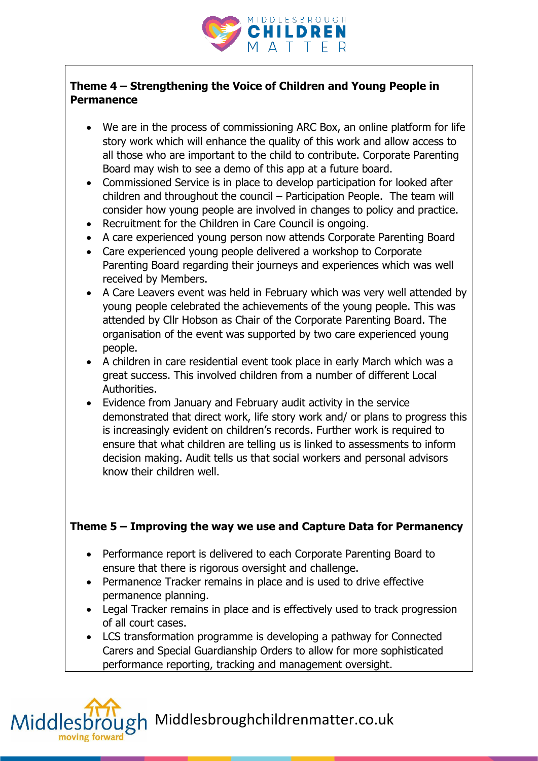**Theme 4 – Strengthening the Voice of Children and Young People in Permanence**

- We are in the process of commissioning ARC Box, an online platform for life story work which will enhance the quality of this work and allow access to all those who are important to the child to contribute. Corporate Parenting Board may wish to see a demo of this app at a future board.
- Commissioned Service is in place to develop participation for looked after children and throughout the council – Participation People. The team will consider how young people are involved in changes to policy and practice.
- Recruitment for the Children in Care Council is ongoing.
- A care experienced young person now attends Corporate Parenting Board
- Care experienced young people delivered a workshop to Corporate Parenting Board regarding their journeys and experiences which was well received by Members.
- A Care Leavers event was held in February which was very well attended by young people celebrated the achievements of the young people. This was attended by Cllr Hobson as Chair of the Corporate Parenting Board. The organisation of the event was supported by two care experienced young people.
- A children in care residential event took place in early March which was a great success. This involved children from a number of different Local Authorities.
- Evidence from January and February audit activity in the service demonstrated that direct work, life story work and/ or plans to progress this is increasingly evident on children's records. Further work is required to ensure that what children are telling us is linked to assessments to inform decision making. Audit tells us that social workers and personal advisors know their children well.

**Theme 5 – Improving the way we use and Capture Data for Permanency**

- Performance report is delivered to each Corporate Parenting Board to ensure that there is rigorous oversight and challenge.
- Permanence Tracker remains in place and is used to drive effective permanence planning.
- Legal Tracker remains in place and is effectively used to track progression of all court cases.
- LCS transformation programme is developing a pathway for Connected Carers and Special Guardianship Orders to allow for more sophisticated performance reporting, tracking and management oversight.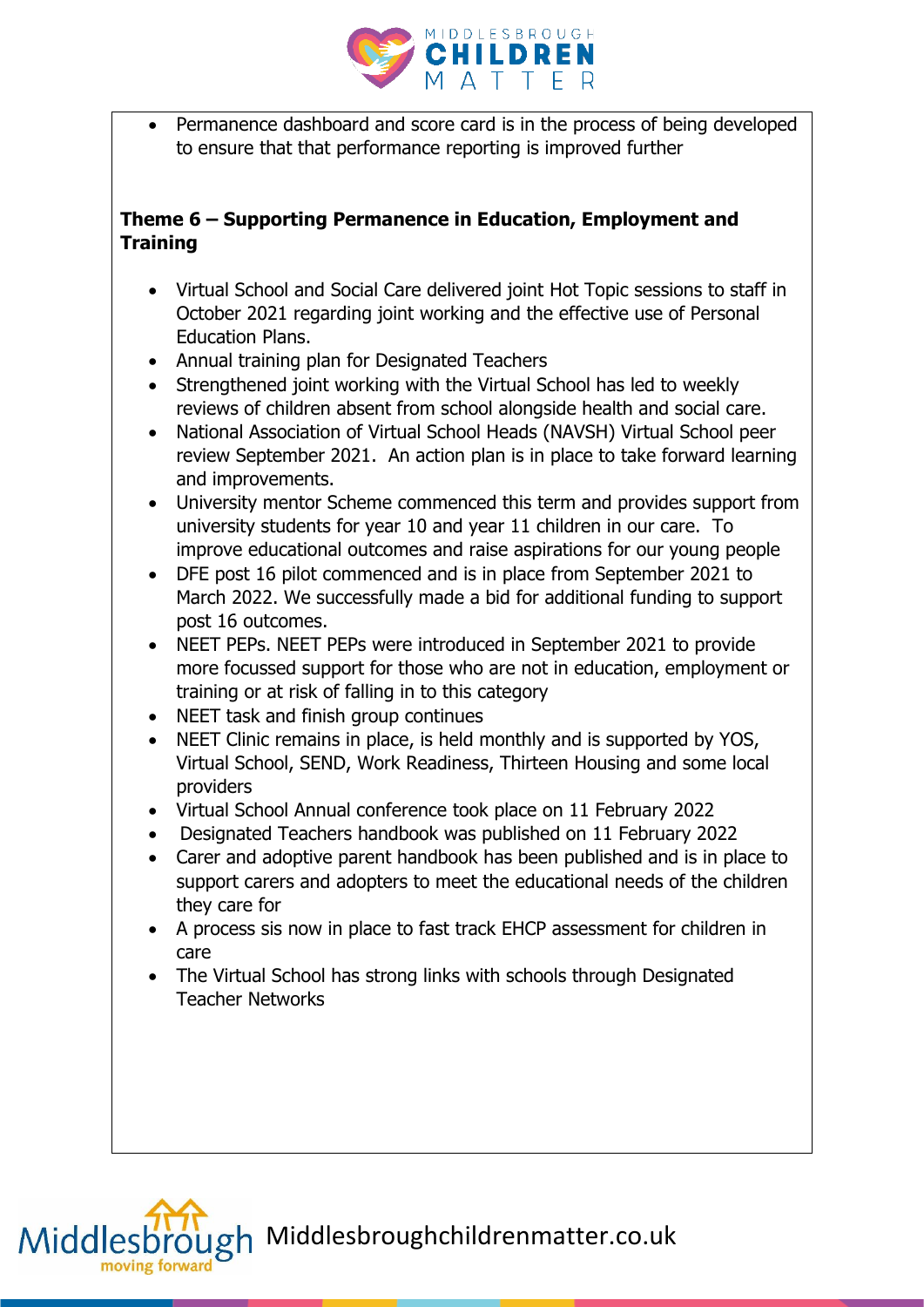- Permanence dashboard and score card is in the process of being developed to ensure that that performance reporting is improved further

**Theme 6 – Supporting Permanence in Education, Employment and Training**

- Virtual School and Social Care delivered joint Hot Topic sessions to staff in October 2021 regarding joint working and the effective use of Personal Education Plans.
- Annual training plan for Designated Teachers
- Strengthened joint working with the Virtual School has led to weekly reviews of children absent from school alongside health and social care.
- National Association of Virtual School Heads (NAVSH) Virtual School peer review September 2021. An action plan is in place to take forward learning and improvements.
- University mentor Scheme commenced this term and provides support from university students for year 10 and year 11 children in our care. To improve educational outcomes and raise aspirations for our young people
- DFE post 16 pilot commenced and is in place from September 2021 to March 2022. We successfully made a bid for additional funding to support post 16 outcomes.
- NEET PEPs. NEET PEPs were introduced in September 2021 to provide more focussed support for those who are not in education, employment or training or at risk of falling in to this category
- NEET task and finish group continues
- NEET Clinic remains in place, is held monthly and is supported by YOS, Virtual School, SEND, Work Readiness, Thirteen Housing and some local providers
- Virtual School Annual conference took place on 11 February 2022
- Designated Teachers handbook was published on 11 February 2022
- Carer and adoptive parent handbook has been published and is in place to support carers and adopters to meet the educational needs of the children they care for
- A process sis now in place to fast track EHCP assessment for children in care
- The Virtual School has strong links with schools through Designated Teacher Networks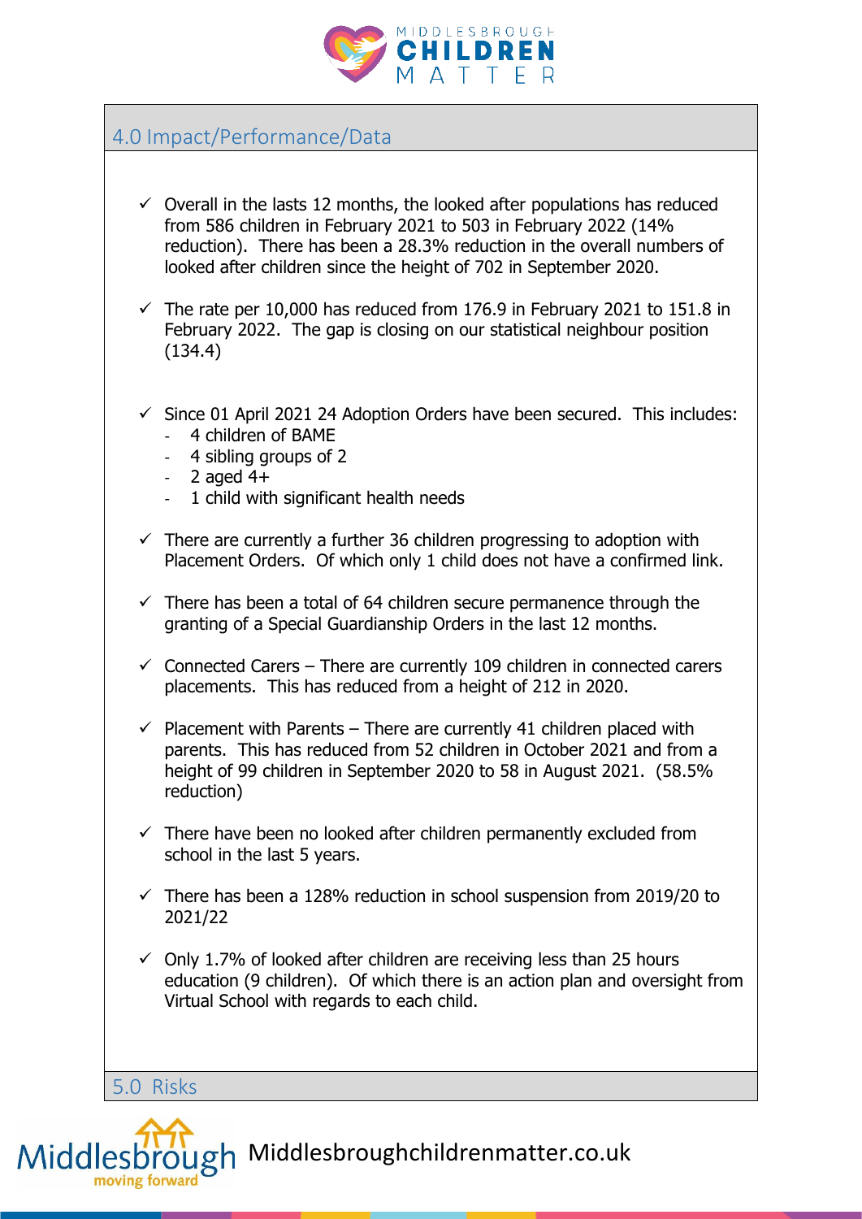## 4.0 Impact/Performance/Data

- ✓ Overall in the lasts 12 months, the looked after populations has reduced from 586 children in February 2021 to 503 in February 2022 (14% reduction). There has been a 28.3% reduction in the overall numbers of looked after children since the height of 702 in September 2020.

- ✓ The rate per 10,000 has reduced from 176.9 in February 2021 to 151.8 in February 2022. The gap is closing on our statistical neighbour position (134.4)

- ✓ Since 01 April 2021 24 Adoption Orders have been secured. This includes:
  - 4 children of BAME
  - 4 sibling groups of 2
  - 2 aged 4+
  - 1 child with significant health needs

- ✓ There are currently a further 36 children progressing to adoption with Placement Orders. Of which only 1 child does not have a confirmed link.

- ✓ There has been a total of 64 children secure permanence through the granting of a Special Guardianship Orders in the last 12 months.

- ✓ Connected Carers – There are currently 109 children in connected carers placements. This has reduced from a height of 212 in 2020.

- ✓ Placement with Parents – There are currently 41 children placed with parents. This has reduced from 52 children in October 2021 and from a height of 99 children in September 2020 to 58 in August 2021. (58.5% reduction)

- ✓ There have been no looked after children permanently excluded from school in the last 5 years.

- ✓ There has been a 128% reduction in school suspension from 2019/20 to 2021/22

- ✓ Only 1.7% of looked after children are receiving less than 25 hours education (9 children). Of which there is an action plan and oversight from Virtual School with regards to each child.

## 5.0 Risks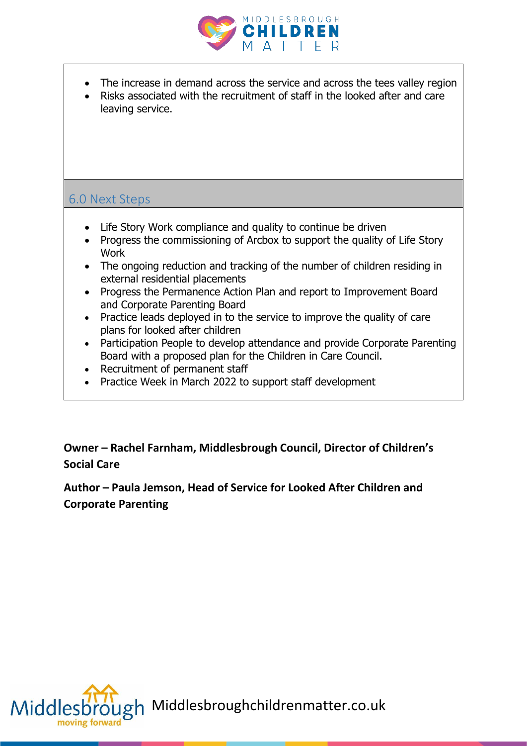- The increase in demand across the service and across the tees valley region
- Risks associated with the recruitment of staff in the looked after and care leaving service.

## 6.0 Next Steps

- Life Story Work compliance and quality to continue be driven
- Progress the commissioning of Arcbox to support the quality of Life Story Work
- The ongoing reduction and tracking of the number of children residing in external residential placements
- Progress the Permanence Action Plan and report to Improvement Board and Corporate Parenting Board
- Practice leads deployed in to the service to improve the quality of care plans for looked after children
- Participation People to develop attendance and provide Corporate Parenting Board with a proposed plan for the Children in Care Council.
- Recruitment of permanent staff
- Practice Week in March 2022 to support staff development

**Owner – Rachel Farnham, Middlesbrough Council, Director of Children's Social Care**

**Author – Paula Jemson, Head of Service for Looked After Children and Corporate Parenting**